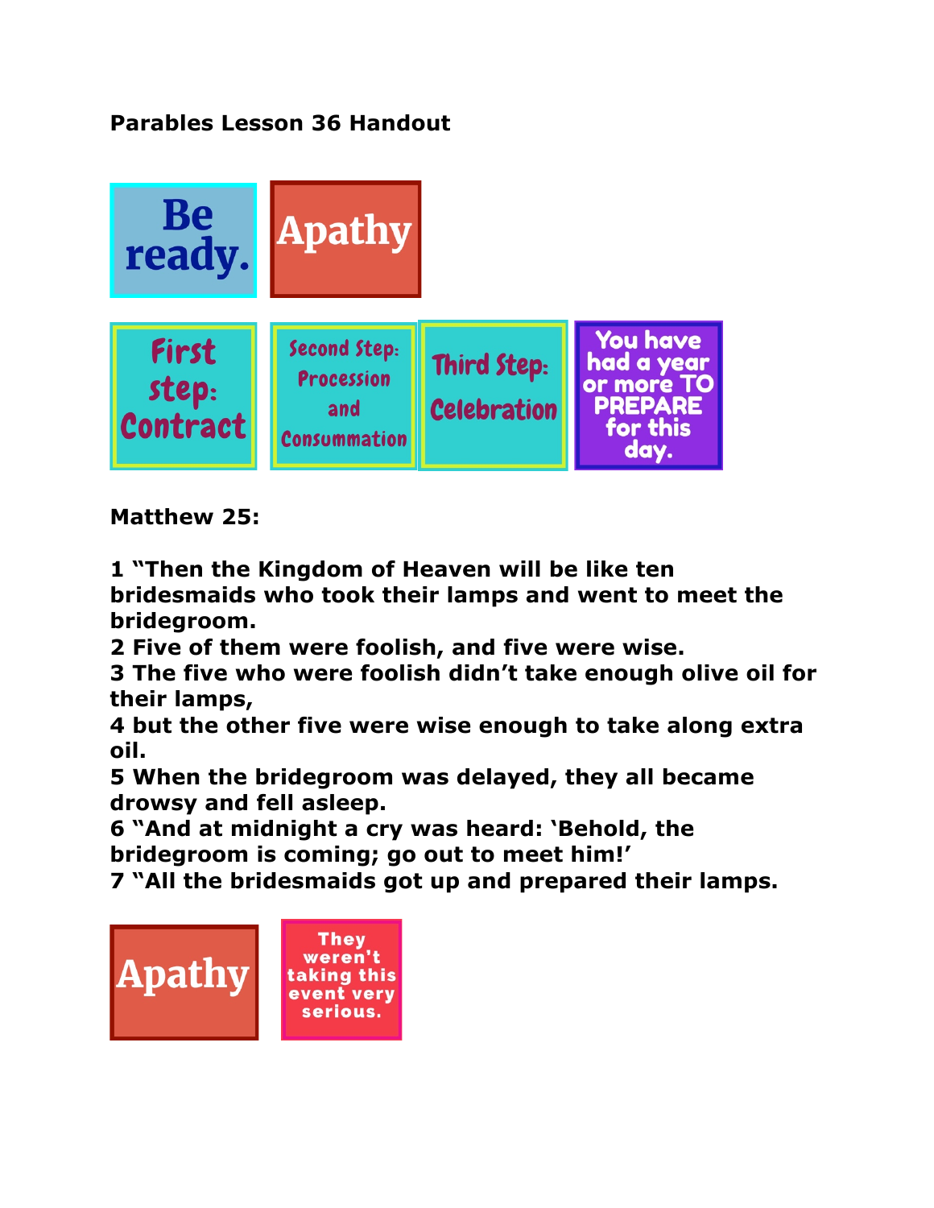**Parables Lesson 36 Handout**

Be ready.

Apathy

First step: Contract

Second Step: Procession and Consummation

Third Step: Celebration

You have had a year or more TO PREPARE for this day.

**Matthew 25:**

**1 "Then the Kingdom of Heaven will be like ten bridesmaids who took their lamps and went to meet the bridegroom.**
**2 Five of them were foolish, and five were wise.**
**3 The five who were foolish didn't take enough olive oil for their lamps,**
**4 but the other five were wise enough to take along extra oil.**
**5 When the bridegroom was delayed, they all became drowsy and fell asleep.**
**6 "And at midnight a cry was heard: 'Behold, the bridegroom is coming; go out to meet him!'**
**7 "All the bridesmaids got up and prepared their lamps.**

Apathy

They weren't taking this event very serious.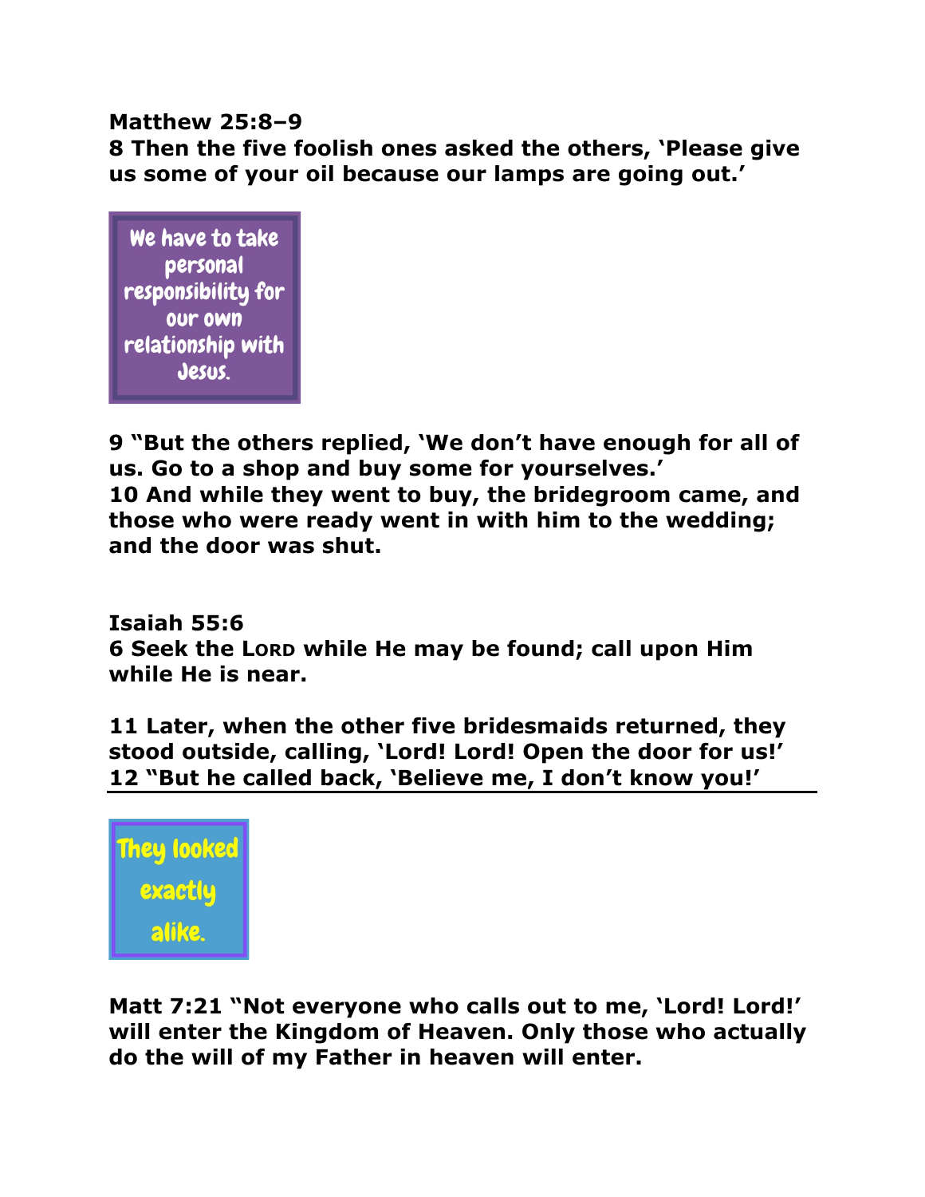**Matthew 25:8–9**
**8 Then the five foolish ones asked the others, 'Please give us some of your oil because our lamps are going out.'**

We have to take personal responsibility for our own relationship with Jesus.

**9 "But the others replied, 'We don't have enough for all of us. Go to a shop and buy some for yourselves.'**
**10 And while they went to buy, the bridegroom came, and those who were ready went in with him to the wedding; and the door was shut.**

**Isaiah 55:6**
**6 Seek the LORD while He may be found; call upon Him while He is near.**

**11 Later, when the other five bridesmaids returned, they stood outside, calling, 'Lord! Lord! Open the door for us!'**
**12 "But he called back, 'Believe me, I don't know you!'**

They looked exactly alike.

**Matt 7:21 "Not everyone who calls out to me, 'Lord! Lord!' will enter the Kingdom of Heaven. Only those who actually do the will of my Father in heaven will enter.**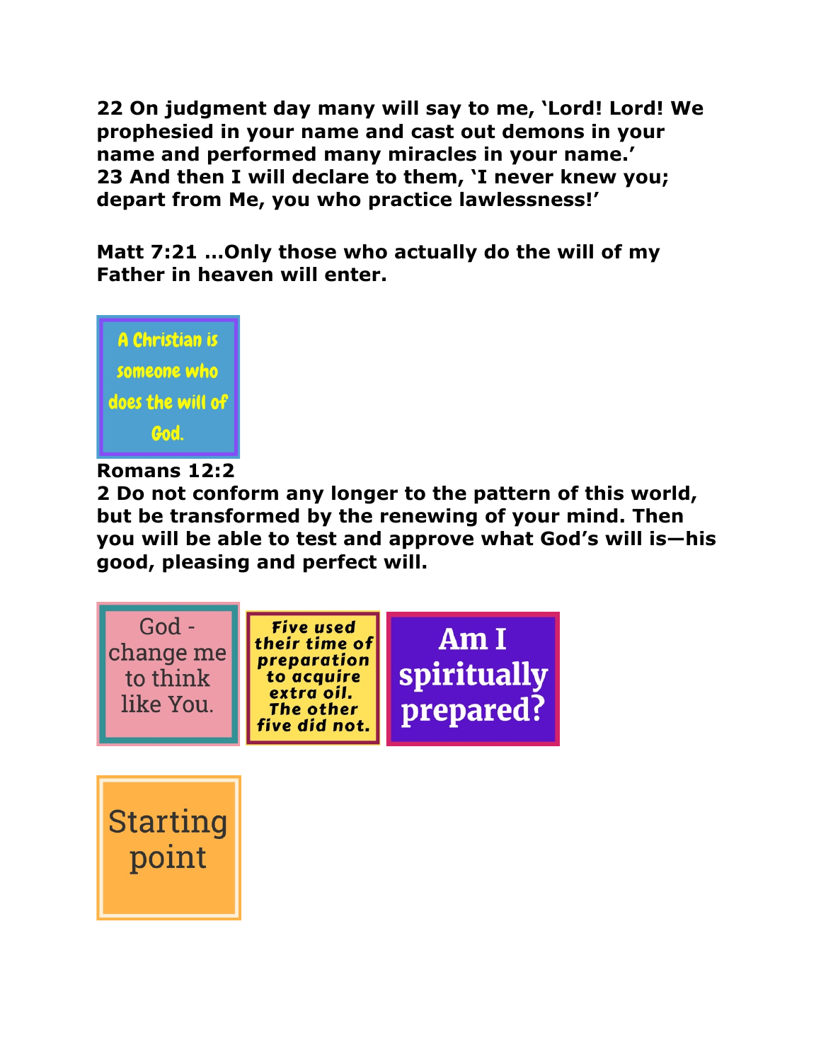**22 On judgment day many will say to me, 'Lord! Lord! We prophesied in your name and cast out demons in your name and performed many miracles in your name.'**
**23 And then I will declare to them, 'I never knew you; depart from Me, you who practice lawlessness!'**

**Matt 7:21 …Only those who actually do the will of my Father in heaven will enter.**

A Christian is someone who does the will of God.

**Romans 12:2**
**2 Do not conform any longer to the pattern of this world, but be transformed by the renewing of your mind. Then you will be able to test and approve what God's will is—his good, pleasing and perfect will.**

God - change me to think like You.

*Five used their time of preparation to acquire extra oil. The other five did not.*

**Am I spiritually prepared?**

Starting point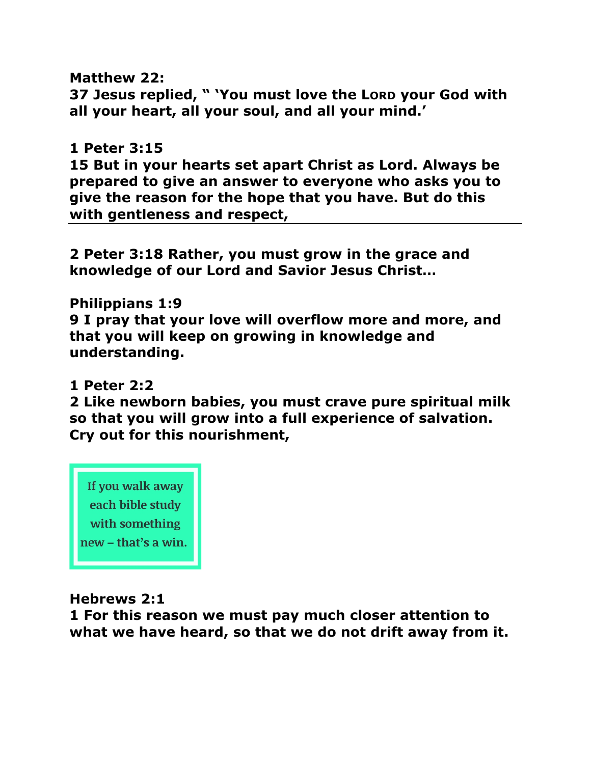**Matthew 22:**
**37 Jesus replied, " 'You must love the LORD your God with all your heart, all your soul, and all your mind.'**

**1 Peter 3:15**
**15 But in your hearts set apart Christ as Lord. Always be prepared to give an answer to everyone who asks you to give the reason for the hope that you have. But do this with gentleness and respect,**

---

**2 Peter 3:18 Rather, you must grow in the grace and knowledge of our Lord and Savior Jesus Christ...**

**Philippians 1:9**
**9 I pray that your love will overflow more and more, and that you will keep on growing in knowledge and understanding.**

**1 Peter 2:2**
**2 Like newborn babies, you must crave pure spiritual milk so that you will grow into a full experience of salvation. Cry out for this nourishment,**

> If you walk away each bible study with something new – that's a win.

**Hebrews 2:1**
**1 For this reason we must pay much closer attention to what we have heard, so that we do not drift away from it.**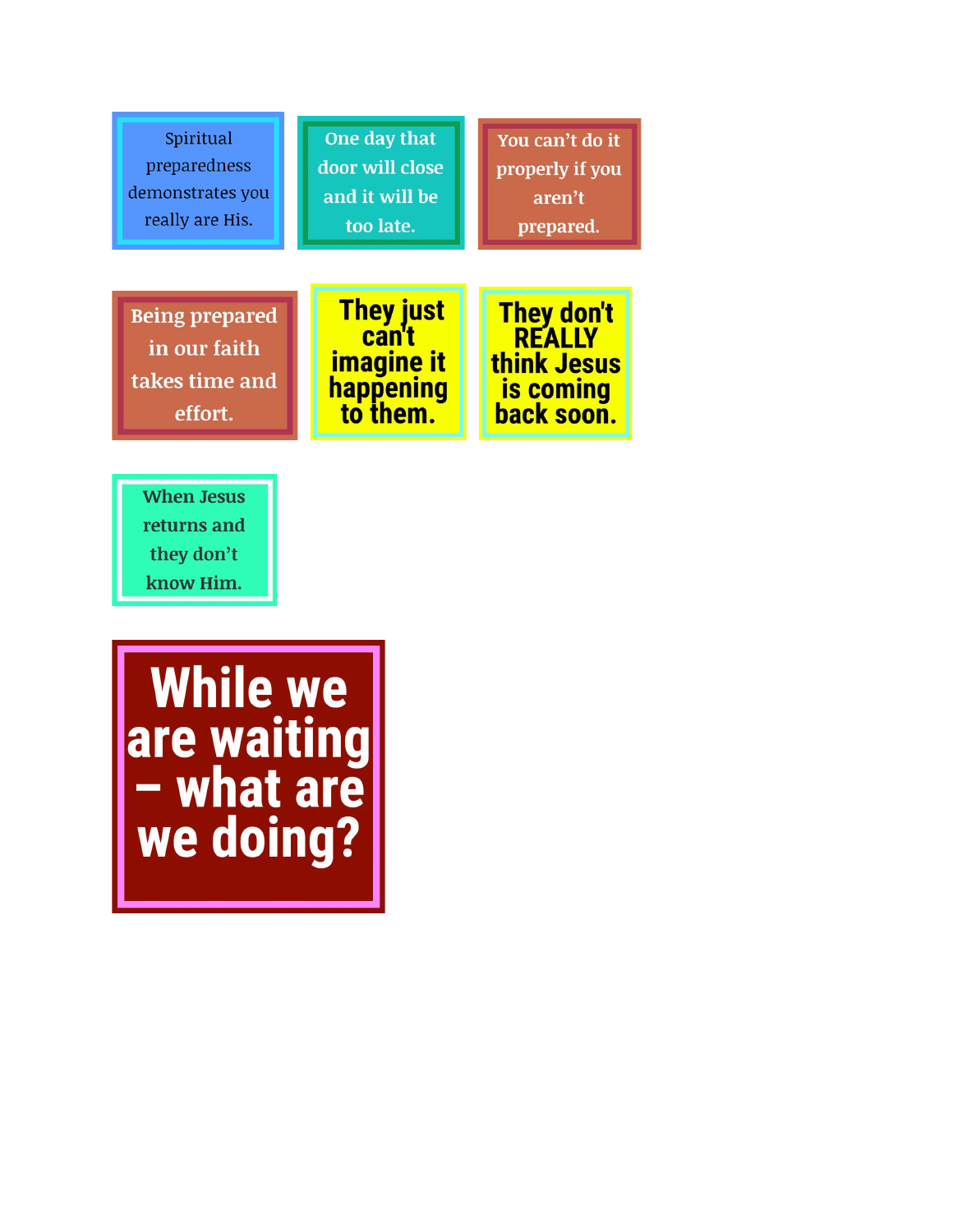Spiritual preparedness demonstrates you really are His.

One day that door will close and it will be too late.

You can't do it properly if you aren't prepared.

Being prepared in our faith takes time and effort.

**They just can't imagine it happening to them.**

**They don't REALLY think Jesus is coming back soon.**

When Jesus returns and they don't know Him.

**While we are waiting – what are we doing?**